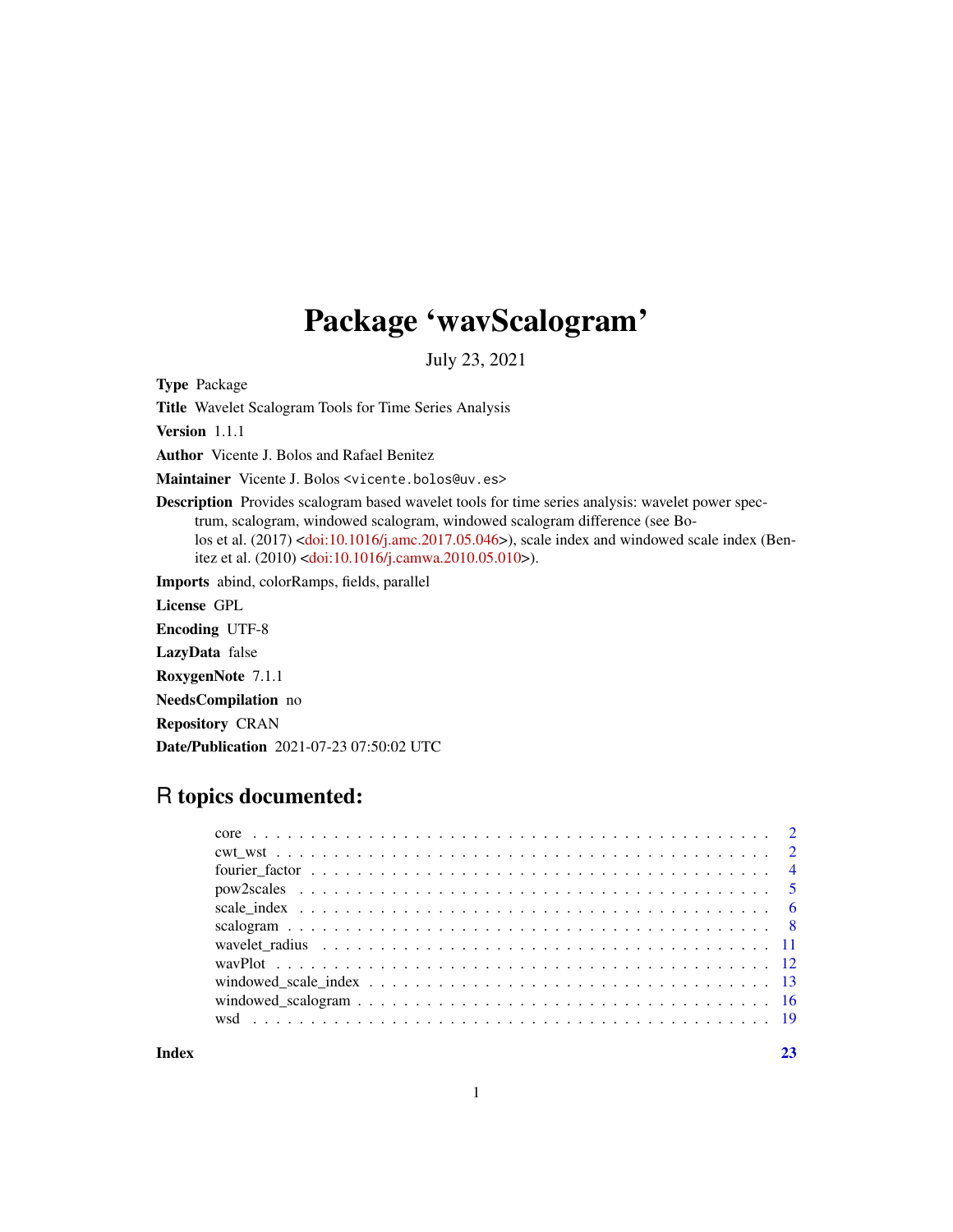# Package 'wavScalogram'

July 23, 2021

**Type** Package

**Title** Wavelet Scalogram Tools for Time Series Analysis

**Version** 1.1.1

**Author** Vicente J. Bolos and Rafael Benitez

**Maintainer** Vicente J. Bolos <vicente.bolos@uv.es>

**Description** Provides scalogram based wavelet tools for time series analysis: wavelet power spectrum, scalogram, windowed scalogram, windowed scalogram difference (see Bolos et al. (2017) <doi:10.1016/j.amc.2017.05.046>), scale index and windowed scale index (Benitez et al. (2010) <doi:10.1016/j.camwa.2010.05.010>).

**Imports** abind, colorRamps, fields, parallel

**License** GPL

**Encoding** UTF-8

**LazyData** false

**RoxygenNote** 7.1.1

**NeedsCompilation** no

**Repository** CRAN

**Date/Publication** 2021-07-23 07:50:02 UTC

## R topics documented:

| | |
|---|---|
| core | 2 |
| cwt_wst | 2 |
| fourier_factor | 4 |
| pow2scales | 5 |
| scale_index | 6 |
| scalogram | 8 |
| wavelet_radius | 11 |
| wavPlot | 12 |
| windowed_scale_index | 13 |
| windowed_scalogram | 16 |
| wsd | 19 |

**Index** 23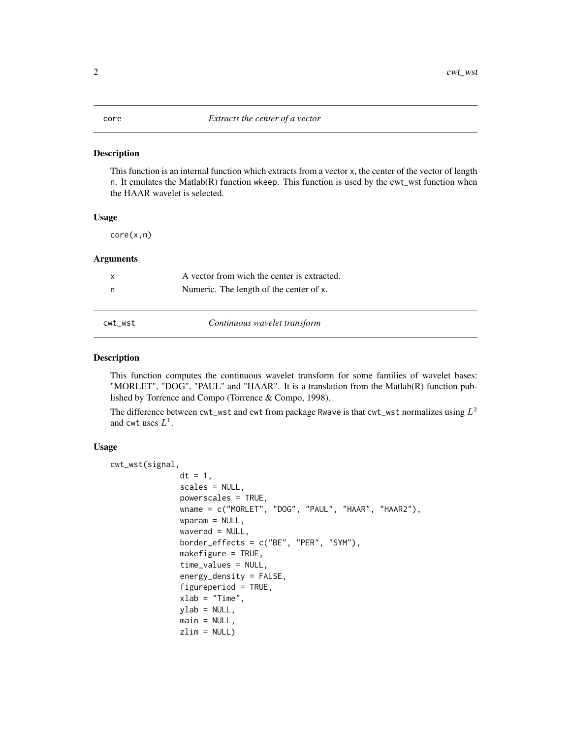## core — *Extracts the center of a vector*

### Description

This function is an internal function which extracts from a vector x, the center of the vector of length n. It emulates the Matlab(R) function wkeep. This function is used by the cwt_wst function when the HAAR wavelet is selected.

### Usage

```
core(x,n)
```

### Arguments

| | |
|---|---|
| x | A vector from wich the center is extracted. |
| n | Numeric. The length of the center of x. |

## cwt_wst — *Continuous wavelet transform*

### Description

This function computes the continuous wavelet transform for some families of wavelet bases: "MORLET", "DOG", "PAUL" and "HAAR". It is a translation from the Matlab(R) function published by Torrence and Compo (Torrence & Compo, 1998).

The difference between cwt_wst and cwt from package Rwave is that cwt_wst normalizes using $L^2$ and cwt uses $L^1$.

### Usage

```
cwt_wst(signal,
              dt = 1,
              scales = NULL,
              powerscales = TRUE,
              wname = c("MORLET", "DOG", "PAUL", "HAAR", "HAAR2"),
              wparam = NULL,
              waverad = NULL,
              border_effects = c("BE", "PER", "SYM"),
              makefigure = TRUE,
              time_values = NULL,
              energy_density = FALSE,
              figureperiod = TRUE,
              xlab = "Time",
              ylab = NULL,
              main = NULL,
              zlim = NULL)
```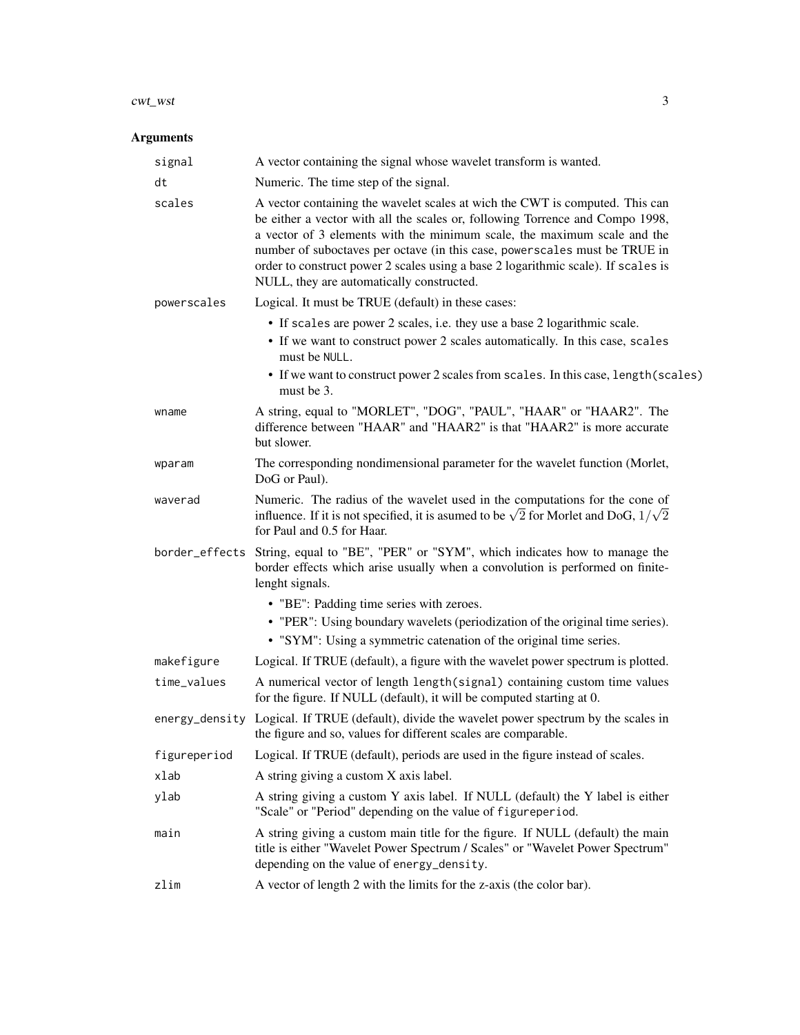## Arguments

| | |
|---|---|
| `signal` | A vector containing the signal whose wavelet transform is wanted. |
| `dt` | Numeric. The time step of the signal. |
| `scales` | A vector containing the wavelet scales at wich the CWT is computed. This can be either a vector with all the scales or, following Torrence and Compo 1998, a vector of 3 elements with the minimum scale, the maximum scale and the number of suboctaves per octave (in this case, `powerscales` must be TRUE in order to construct power 2 scales using a base 2 logarithmic scale). If `scales` is NULL, they are automatically constructed. |
| `powerscales` | Logical. It must be TRUE (default) in these cases: <br>• If `scales` are power 2 scales, i.e. they use a base 2 logarithmic scale. <br>• If we want to construct power 2 scales automatically. In this case, `scales` must be `NULL`. <br>• If we want to construct power 2 scales from `scales`. In this case, `length(scales)` must be 3. |
| `wname` | A string, equal to "MORLET", "DOG", "PAUL", "HAAR" or "HAAR2". The difference between "HAAR" and "HAAR2" is that "HAAR2" is more accurate but slower. |
| `wparam` | The corresponding nondimensional parameter for the wavelet function (Morlet, DoG or Paul). |
| `waverad` | Numeric. The radius of the wavelet used in the computations for the cone of influence. If it is not specified, it is asumed to be $\sqrt{2}$ for Morlet and DoG, $1/\sqrt{2}$ for Paul and 0.5 for Haar. |
| `border_effects` | String, equal to "BE", "PER" or "SYM", which indicates how to manage the border effects which arise usually when a convolution is performed on finite-lenght signals. <br>• "BE": Padding time series with zeroes. <br>• "PER": Using boundary wavelets (periodization of the original time series). <br>• "SYM": Using a symmetric catenation of the original time series. |
| `makefigure` | Logical. If TRUE (default), a figure with the wavelet power spectrum is plotted. |
| `time_values` | A numerical vector of length `length(signal)` containing custom time values for the figure. If NULL (default), it will be computed starting at 0. |
| `energy_density` | Logical. If TRUE (default), divide the wavelet power spectrum by the scales in the figure and so, values for different scales are comparable. |
| `figureperiod` | Logical. If TRUE (default), periods are used in the figure instead of scales. |
| `xlab` | A string giving a custom X axis label. |
| `ylab` | A string giving a custom Y axis label. If NULL (default) the Y label is either "Scale" or "Period" depending on the value of `figureperiod`. |
| `main` | A string giving a custom main title for the figure. If NULL (default) the main title is either "Wavelet Power Spectrum / Scales" or "Wavelet Power Spectrum" depending on the value of `energy_density`. |
| `zlim` | A vector of length 2 with the limits for the z-axis (the color bar). |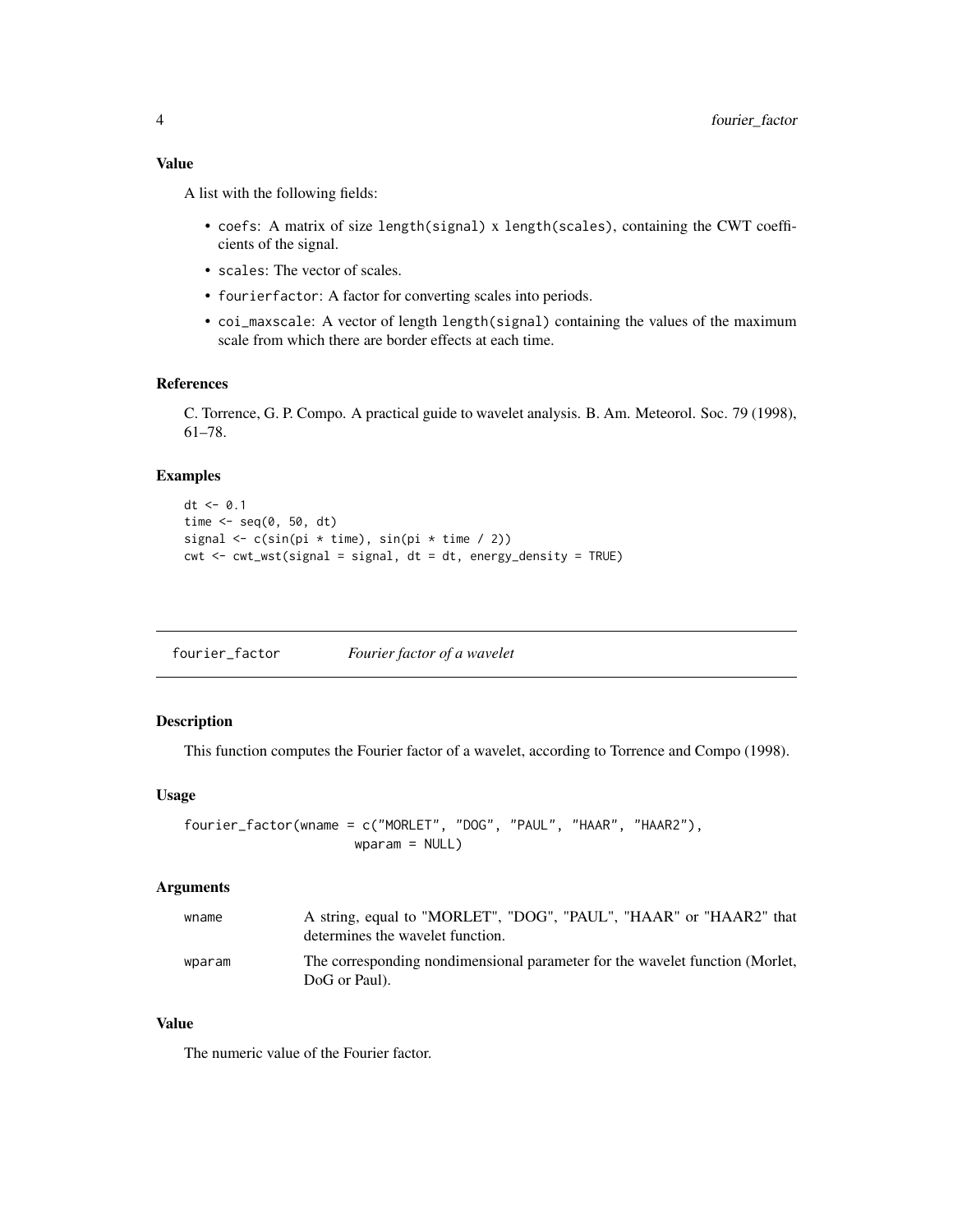### Value

A list with the following fields:

- coefs: A matrix of size length(signal) x length(scales), containing the CWT coefficients of the signal.
- scales: The vector of scales.
- fourierfactor: A factor for converting scales into periods.
- coi_maxscale: A vector of length length(signal) containing the values of the maximum scale from which there are border effects at each time.

### References

C. Torrence, G. P. Compo. A practical guide to wavelet analysis. B. Am. Meteorol. Soc. 79 (1998), 61–78.

### Examples

```
dt <- 0.1
time <- seq(0, 50, dt)
signal <- c(sin(pi * time), sin(pi * time / 2))
cwt <- cwt_wst(signal = signal, dt = dt, energy_density = TRUE)
```

---

## fourier_factor *Fourier factor of a wavelet*

---

### Description

This function computes the Fourier factor of a wavelet, according to Torrence and Compo (1998).

### Usage

```
fourier_factor(wname = c("MORLET", "DOG", "PAUL", "HAAR", "HAAR2"),
               wparam = NULL)
```

### Arguments

| | |
|---|---|
| wname | A string, equal to "MORLET", "DOG", "PAUL", "HAAR" or "HAAR2" that determines the wavelet function. |
| wparam | The corresponding nondimensional parameter for the wavelet function (Morlet, DoG or Paul). |

### Value

The numeric value of the Fourier factor.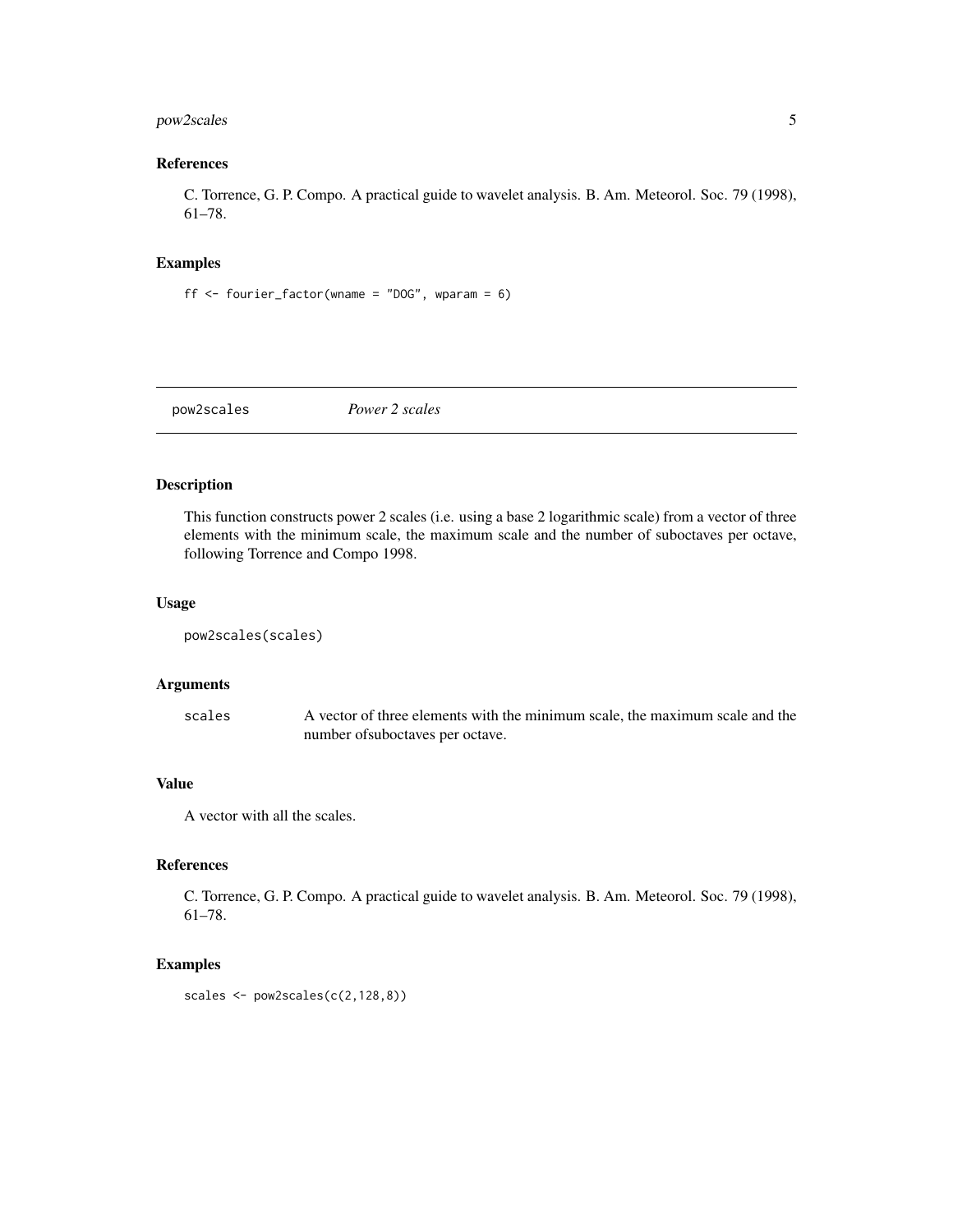### References

C. Torrence, G. P. Compo. A practical guide to wavelet analysis. B. Am. Meteorol. Soc. 79 (1998), 61–78.

### Examples

```
ff <- fourier_factor(wname = "DOG", wparam = 6)
```

---

## pow2scales *Power 2 scales*

### Description

This function constructs power 2 scales (i.e. using a base 2 logarithmic scale) from a vector of three elements with the minimum scale, the maximum scale and the number of suboctaves per octave, following Torrence and Compo 1998.

### Usage

```
pow2scales(scales)
```

### Arguments

| | |
|---|---|
| scales | A vector of three elements with the minimum scale, the maximum scale and the number ofsuboctaves per octave. |

### Value

A vector with all the scales.

### References

C. Torrence, G. P. Compo. A practical guide to wavelet analysis. B. Am. Meteorol. Soc. 79 (1998), 61–78.

### Examples

```
scales <- pow2scales(c(2,128,8))
```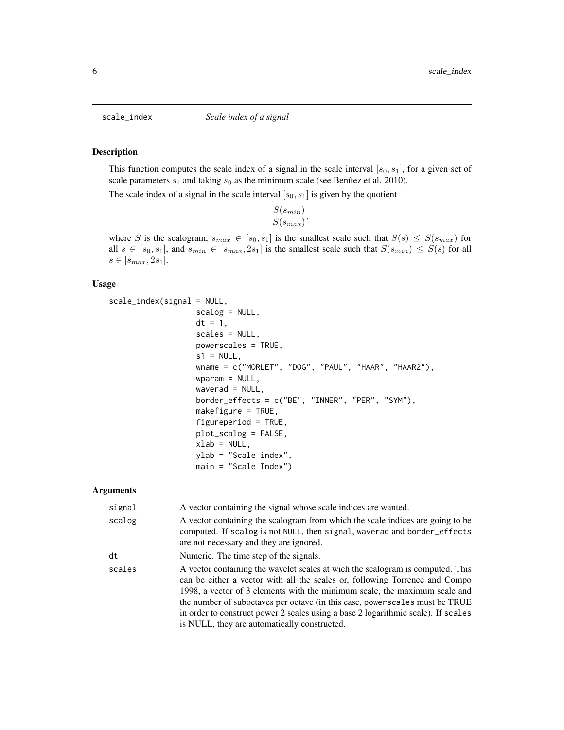# scale_index — *Scale index of a signal*

## Description

This function computes the scale index of a signal in the scale interval $[s_0, s_1]$, for a given set of scale parameters $s_1$ and taking $s_0$ as the minimum scale (see Benítez et al. 2010).

The scale index of a signal in the scale interval $[s_0, s_1]$ is given by the quotient

$$\frac{S(s_{min})}{S(s_{max})},$$

where $S$ is the scalogram, $s_{max} \in [s_0, s_1]$ is the smallest scale such that $S(s) \leq S(s_{max})$ for all $s \in [s_0, s_1]$, and $s_{min} \in [s_{max}, 2s_1]$ is the smallest scale such that $S(s_{min}) \leq S(s)$ for all $s \in [s_{max}, 2s_1]$.

## Usage

```
scale_index(signal = NULL,
                   scalog = NULL,
                   dt = 1,
                   scales = NULL,
                   powerscales = TRUE,
                   s1 = NULL,
                   wname = c("MORLET", "DOG", "PAUL", "HAAR", "HAAR2"),
                   wparam = NULL,
                   waverad = NULL,
                   border_effects = c("BE", "INNER", "PER", "SYM"),
                   makefigure = TRUE,
                   figureperiod = TRUE,
                   plot_scalog = FALSE,
                   xlab = NULL,
                   ylab = "Scale index",
                   main = "Scale Index")
```

## Arguments

| | |
|---|---|
| `signal` | A vector containing the signal whose scale indices are wanted. |
| `scalog` | A vector containing the scalogram from which the scale indices are going to be computed. If `scalog` is not `NULL`, then `signal`, `waverad` and `border_effects` are not necessary and they are ignored. |
| `dt` | Numeric. The time step of the signals. |
| `scales` | A vector containing the wavelet scales at wich the scalogram is computed. This can be either a vector with all the scales or, following Torrence and Compo 1998, a vector of 3 elements with the minimum scale, the maximum scale and the number of suboctaves per octave (in this case, `powerscales` must be TRUE in order to construct power 2 scales using a base 2 logarithmic scale). If `scales` is NULL, they are automatically constructed. |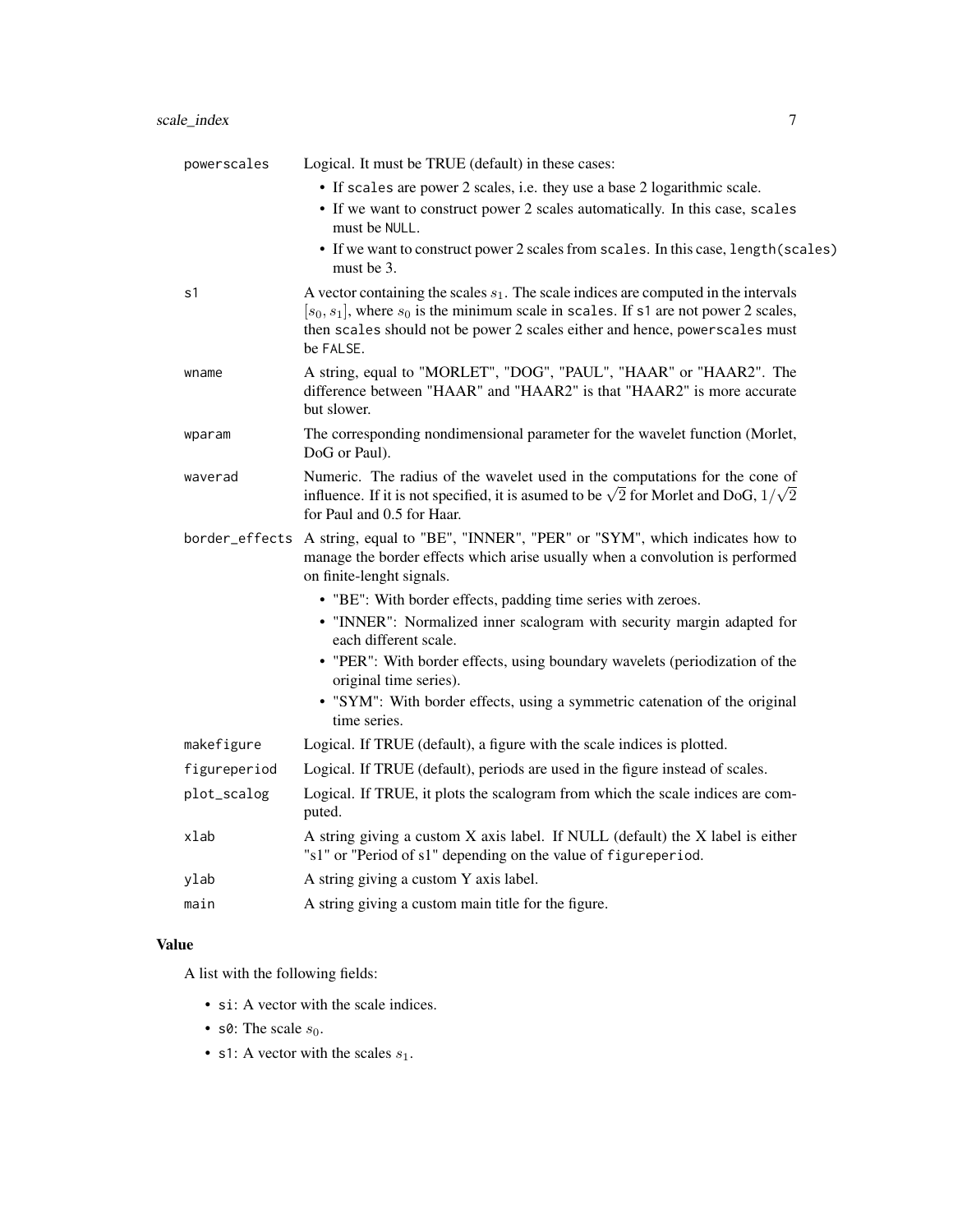| | |
|---|---|
| powerscales | Logical. It must be TRUE (default) in these cases:<br>• If scales are power 2 scales, i.e. they use a base 2 logarithmic scale.<br>• If we want to construct power 2 scales automatically. In this case, scales must be NULL.<br>• If we want to construct power 2 scales from scales. In this case, length(scales) must be 3. |
| s1 | A vector containing the scales $s_1$. The scale indices are computed in the intervals $[s_0, s_1]$, where $s_0$ is the minimum scale in scales. If s1 are not power 2 scales, then scales should not be power 2 scales either and hence, powerscales must be FALSE. |
| wname | A string, equal to "MORLET", "DOG", "PAUL", "HAAR" or "HAAR2". The difference between "HAAR" and "HAAR2" is that "HAAR2" is more accurate but slower. |
| wparam | The corresponding nondimensional parameter for the wavelet function (Morlet, DoG or Paul). |
| waverad | Numeric. The radius of the wavelet used in the computations for the cone of influence. If it is not specified, it is asumed to be $\sqrt{2}$ for Morlet and DoG, $1/\sqrt{2}$ for Paul and 0.5 for Haar. |
| border_effects | A string, equal to "BE", "INNER", "PER" or "SYM", which indicates how to manage the border effects which arise usually when a convolution is performed on finite-lenght signals.<br>• "BE": With border effects, padding time series with zeroes.<br>• "INNER": Normalized inner scalogram with security margin adapted for each different scale.<br>• "PER": With border effects, using boundary wavelets (periodization of the original time series).<br>• "SYM": With border effects, using a symmetric catenation of the original time series. |
| makefigure | Logical. If TRUE (default), a figure with the scale indices is plotted. |
| figureperiod | Logical. If TRUE (default), periods are used in the figure instead of scales. |
| plot_scalog | Logical. If TRUE, it plots the scalogram from which the scale indices are computed. |
| xlab | A string giving a custom X axis label. If NULL (default) the X label is either "s1" or "Period of s1" depending on the value of figureperiod. |
| ylab | A string giving a custom Y axis label. |
| main | A string giving a custom main title for the figure. |

## Value

A list with the following fields:

- si: A vector with the scale indices.
- s0: The scale $s_0$.
- s1: A vector with the scales $s_1$.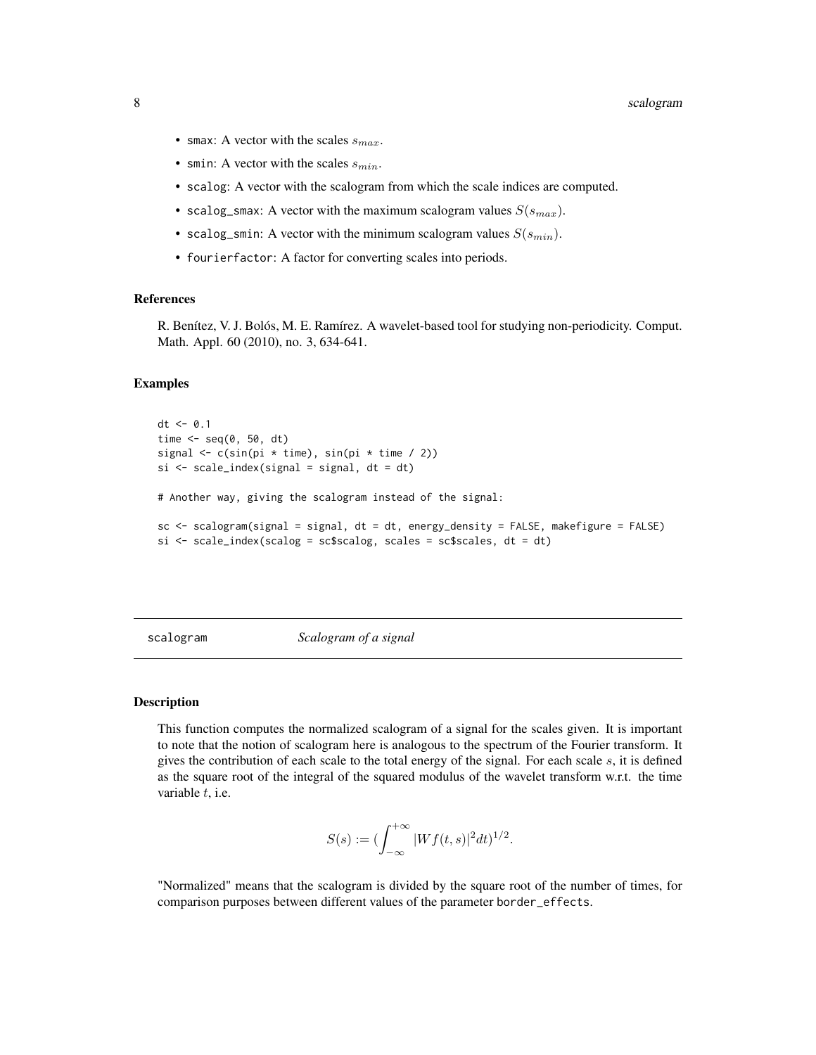- smax: A vector with the scales $s_{max}$.
- smin: A vector with the scales $s_{min}$.
- scalog: A vector with the scalogram from which the scale indices are computed.
- scalog_smax: A vector with the maximum scalogram values $S(s_{max})$.
- scalog_smin: A vector with the minimum scalogram values $S(s_{min})$.
- fourierfactor: A factor for converting scales into periods.

### References

R. Benítez, V. J. Bolós, M. E. Ramírez. A wavelet-based tool for studying non-periodicity. Comput. Math. Appl. 60 (2010), no. 3, 634-641.

### Examples

```
dt <- 0.1
time <- seq(0, 50, dt)
signal <- c(sin(pi * time), sin(pi * time / 2))
si <- scale_index(signal = signal, dt = dt)

# Another way, giving the scalogram instead of the signal:

sc <- scalogram(signal = signal, dt = dt, energy_density = FALSE, makefigure = FALSE)
si <- scale_index(scalog = sc$scalog, scales = sc$scales, dt = dt)
```

## scalogram — *Scalogram of a signal*

### Description

This function computes the normalized scalogram of a signal for the scales given. It is important to note that the notion of scalogram here is analogous to the spectrum of the Fourier transform. It gives the contribution of each scale to the total energy of the signal. For each scale $s$, it is defined as the square root of the integral of the squared modulus of the wavelet transform w.r.t. the time variable $t$, i.e.

$$S(s) := (\int_{-\infty}^{+\infty} |Wf(t,s)|^2 dt)^{1/2}.$$

"Normalized" means that the scalogram is divided by the square root of the number of times, for comparison purposes between different values of the parameter border_effects.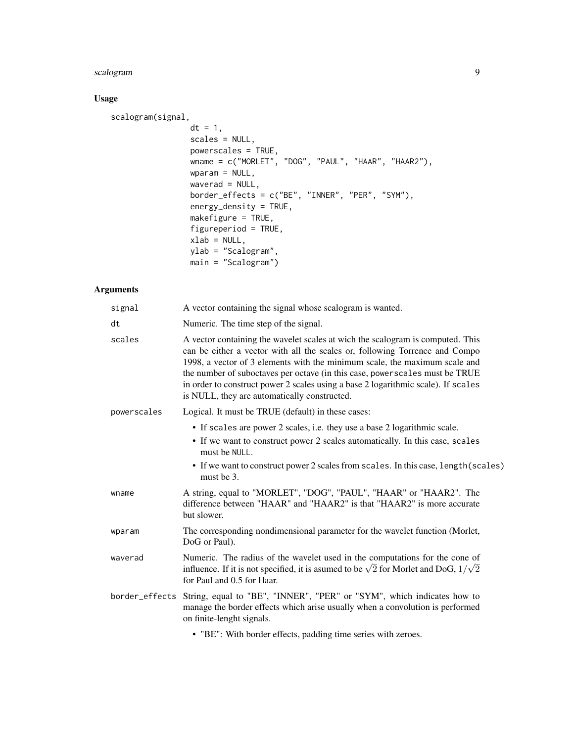## Usage

```
scalogram(signal,
                 dt = 1,
                 scales = NULL,
                 powerscales = TRUE,
                 wname = c("MORLET", "DOG", "PAUL", "HAAR", "HAAR2"),
                 wparam = NULL,
                 waverad = NULL,
                 border_effects = c("BE", "INNER", "PER", "SYM"),
                 energy_density = TRUE,
                 makefigure = TRUE,
                 figureperiod = TRUE,
                 xlab = NULL,
                 ylab = "Scalogram",
                 main = "Scalogram")
```

## Arguments

`signal` A vector containing the signal whose scalogram is wanted.

`dt` Numeric. The time step of the signal.

`scales` A vector containing the wavelet scales at wich the scalogram is computed. This can be either a vector with all the scales or, following Torrence and Compo 1998, a vector of 3 elements with the minimum scale, the maximum scale and the number of suboctaves per octave (in this case, `powerscales` must be TRUE in order to construct power 2 scales using a base 2 logarithmic scale). If `scales` is NULL, they are automatically constructed.

`powerscales` Logical. It must be TRUE (default) in these cases:

- If `scales` are power 2 scales, i.e. they use a base 2 logarithmic scale.
- If we want to construct power 2 scales automatically. In this case, `scales` must be `NULL`.
- If we want to construct power 2 scales from `scales`. In this case, `length(scales)` must be 3.

`wname` A string, equal to "MORLET", "DOG", "PAUL", "HAAR" or "HAAR2". The difference between "HAAR" and "HAAR2" is that "HAAR2" is more accurate but slower.

`wparam` The corresponding nondimensional parameter for the wavelet function (Morlet, DoG or Paul).

`waverad` Numeric. The radius of the wavelet used in the computations for the cone of influence. If it is not specified, it is asumed to be $\sqrt{2}$ for Morlet and DoG, $1/\sqrt{2}$ for Paul and 0.5 for Haar.

`border_effects` String, equal to "BE", "INNER", "PER" or "SYM", which indicates how to manage the border effects which arise usually when a convolution is performed on finite-lenght signals.

- "BE": With border effects, padding time series with zeroes.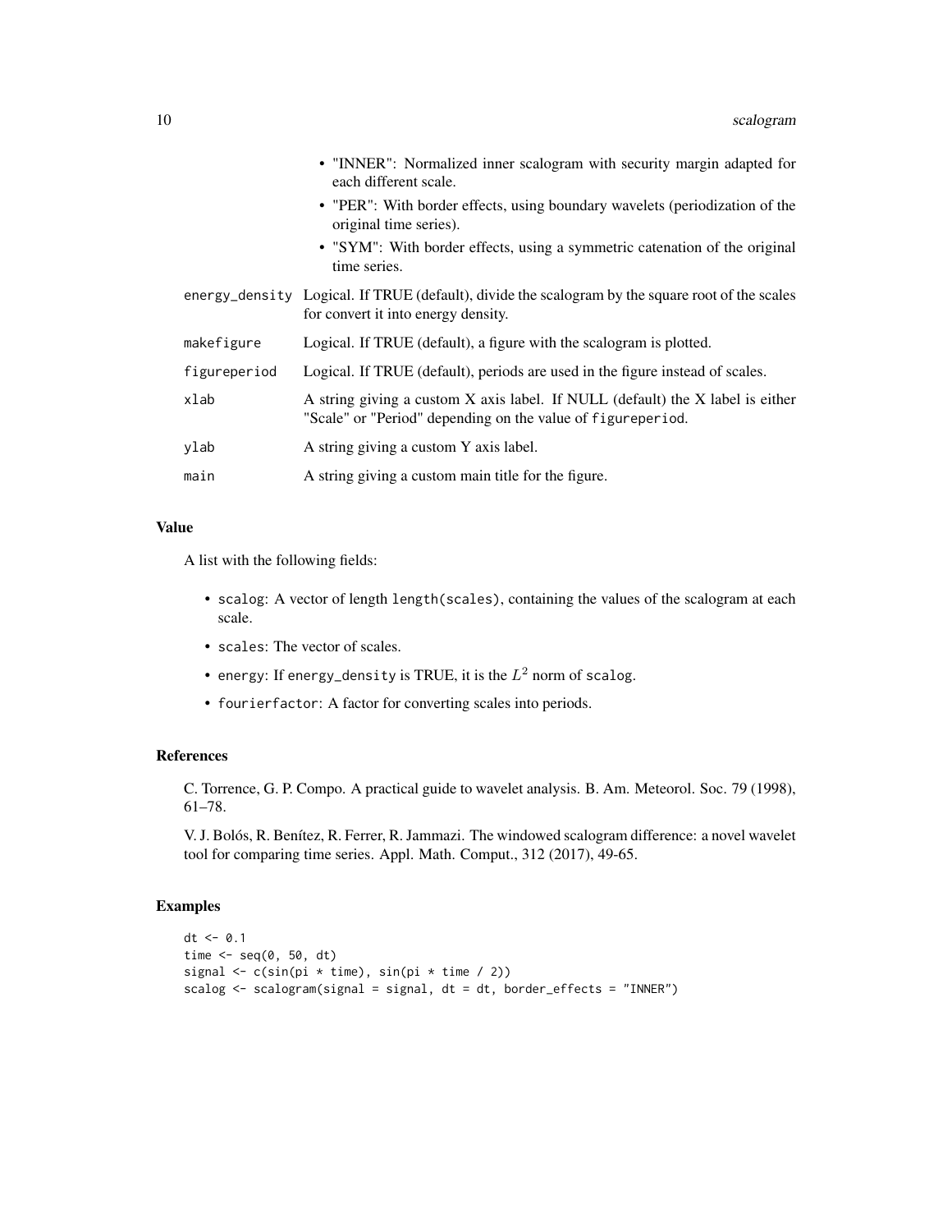- "INNER": Normalized inner scalogram with security margin adapted for each different scale.
- "PER": With border effects, using boundary wavelets (periodization of the original time series).
- "SYM": With border effects, using a symmetric catenation of the original time series.

| | |
|---|---|
| energy_density | Logical. If TRUE (default), divide the scalogram by the square root of the scales for convert it into energy density. |
| makefigure | Logical. If TRUE (default), a figure with the scalogram is plotted. |
| figureperiod | Logical. If TRUE (default), periods are used in the figure instead of scales. |
| xlab | A string giving a custom X axis label. If NULL (default) the X label is either "Scale" or "Period" depending on the value of figureperiod. |
| ylab | A string giving a custom Y axis label. |
| main | A string giving a custom main title for the figure. |

## Value

A list with the following fields:

- scalog: A vector of length length(scales), containing the values of the scalogram at each scale.
- scales: The vector of scales.
- energy: If energy_density is TRUE, it is the $L^2$ norm of scalog.
- fourierfactor: A factor for converting scales into periods.

## References

C. Torrence, G. P. Compo. A practical guide to wavelet analysis. B. Am. Meteorol. Soc. 79 (1998), 61–78.

V. J. Bolós, R. Benítez, R. Ferrer, R. Jammazi. The windowed scalogram difference: a novel wavelet tool for comparing time series. Appl. Math. Comput., 312 (2017), 49-65.

## Examples

```
dt <- 0.1
time <- seq(0, 50, dt)
signal <- c(sin(pi * time), sin(pi * time / 2))
scalog <- scalogram(signal = signal, dt = dt, border_effects = "INNER")
```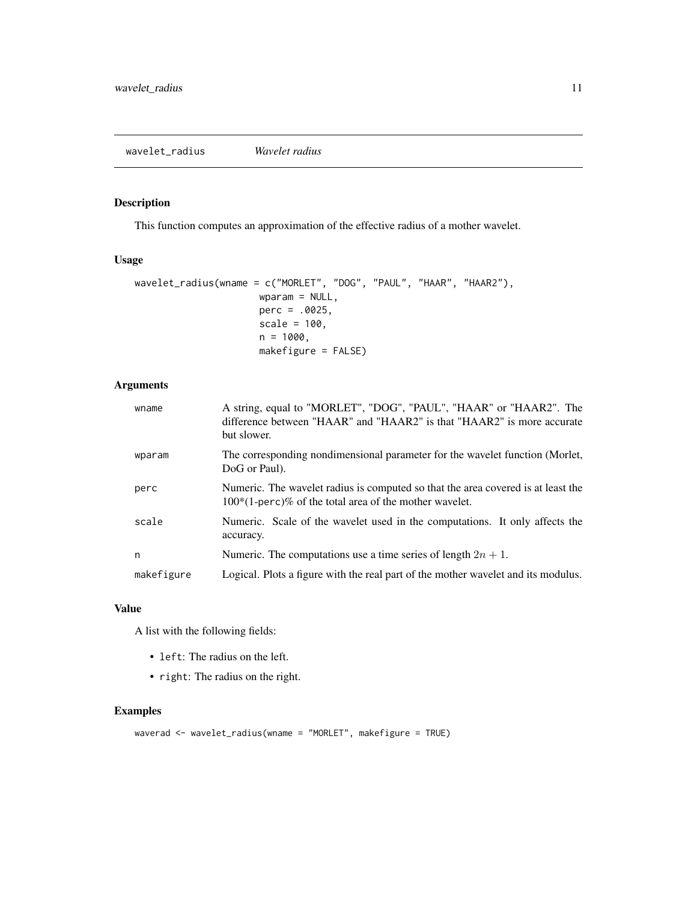## wavelet_radius *Wavelet radius*

### Description

This function computes an approximation of the effective radius of a mother wavelet.

### Usage

```
wavelet_radius(wname = c("MORLET", "DOG", "PAUL", "HAAR", "HAAR2"),
                    wparam = NULL,
                    perc = .0025,
                    scale = 100,
                    n = 1000,
                    makefigure = FALSE)
```

### Arguments

| | |
|---|---|
| wname | A string, equal to "MORLET", "DOG", "PAUL", "HAAR" or "HAAR2". The difference between "HAAR" and "HAAR2" is that "HAAR2" is more accurate but slower. |
| wparam | The corresponding nondimensional parameter for the wavelet function (Morlet, DoG or Paul). |
| perc | Numeric. The wavelet radius is computed so that the area covered is at least the 100*(1-perc)% of the total area of the mother wavelet. |
| scale | Numeric. Scale of the wavelet used in the computations. It only affects the accuracy. |
| n | Numeric. The computations use a time series of length $2n + 1$. |
| makefigure | Logical. Plots a figure with the real part of the mother wavelet and its modulus. |

### Value

A list with the following fields:

- left: The radius on the left.
- right: The radius on the right.

### Examples

```
waverad <- wavelet_radius(wname = "MORLET", makefigure = TRUE)
```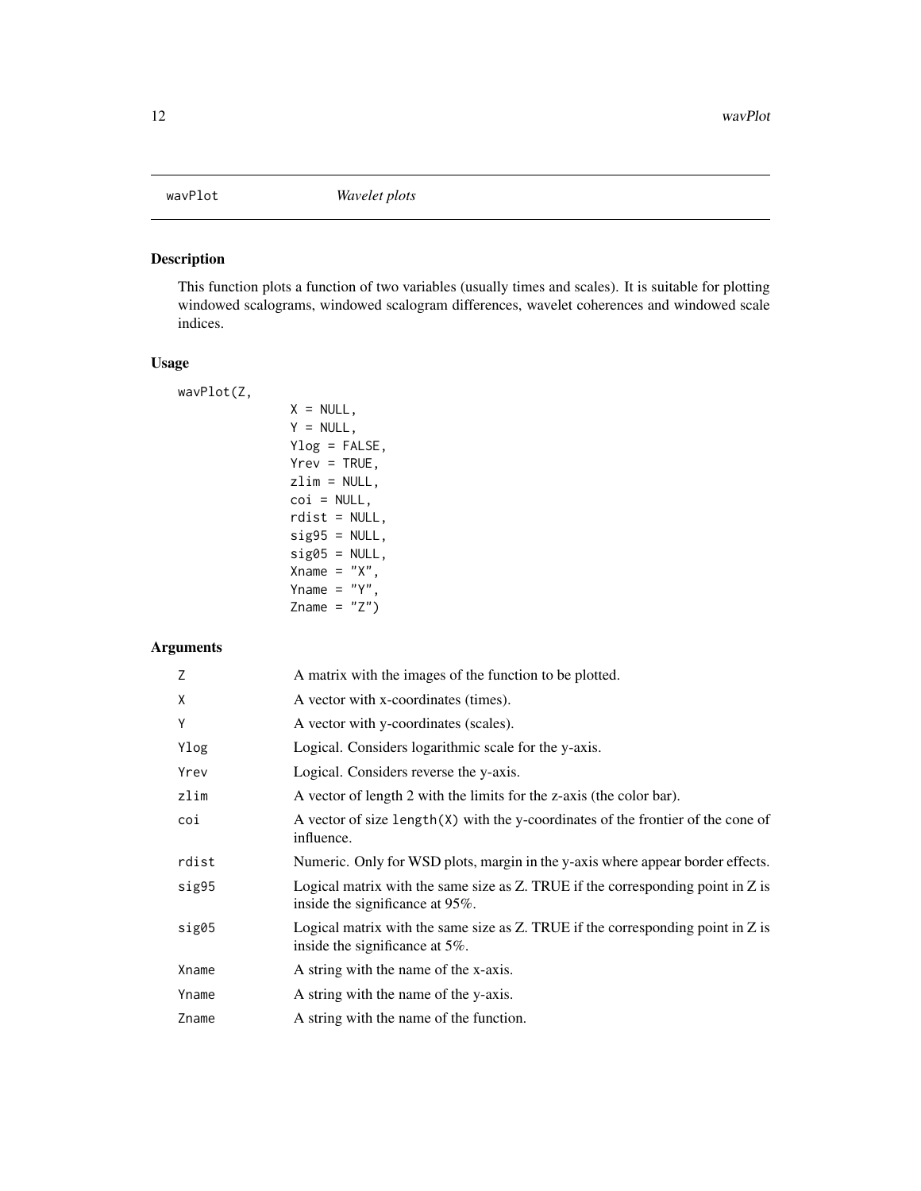## wavPlot *Wavelet plots*

### Description

This function plots a function of two variables (usually times and scales). It is suitable for plotting windowed scalograms, windowed scalogram differences, wavelet coherences and windowed scale indices.

### Usage

```
wavPlot(Z,
             X = NULL,
             Y = NULL,
             Ylog = FALSE,
             Yrev = TRUE,
             zlim = NULL,
             coi = NULL,
             rdist = NULL,
             sig95 = NULL,
             sig05 = NULL,
             Xname = "X",
             Yname = "Y",
             Zname = "Z")
```

### Arguments

| | |
|---|---|
| Z | A matrix with the images of the function to be plotted. |
| X | A vector with x-coordinates (times). |
| Y | A vector with y-coordinates (scales). |
| Ylog | Logical. Considers logarithmic scale for the y-axis. |
| Yrev | Logical. Considers reverse the y-axis. |
| zlim | A vector of length 2 with the limits for the z-axis (the color bar). |
| coi | A vector of size `length(X)` with the y-coordinates of the frontier of the cone of influence. |
| rdist | Numeric. Only for WSD plots, margin in the y-axis where appear border effects. |
| sig95 | Logical matrix with the same size as Z. TRUE if the corresponding point in Z is inside the significance at 95%. |
| sig05 | Logical matrix with the same size as Z. TRUE if the corresponding point in Z is inside the significance at 5%. |
| Xname | A string with the name of the x-axis. |
| Yname | A string with the name of the y-axis. |
| Zname | A string with the name of the function. |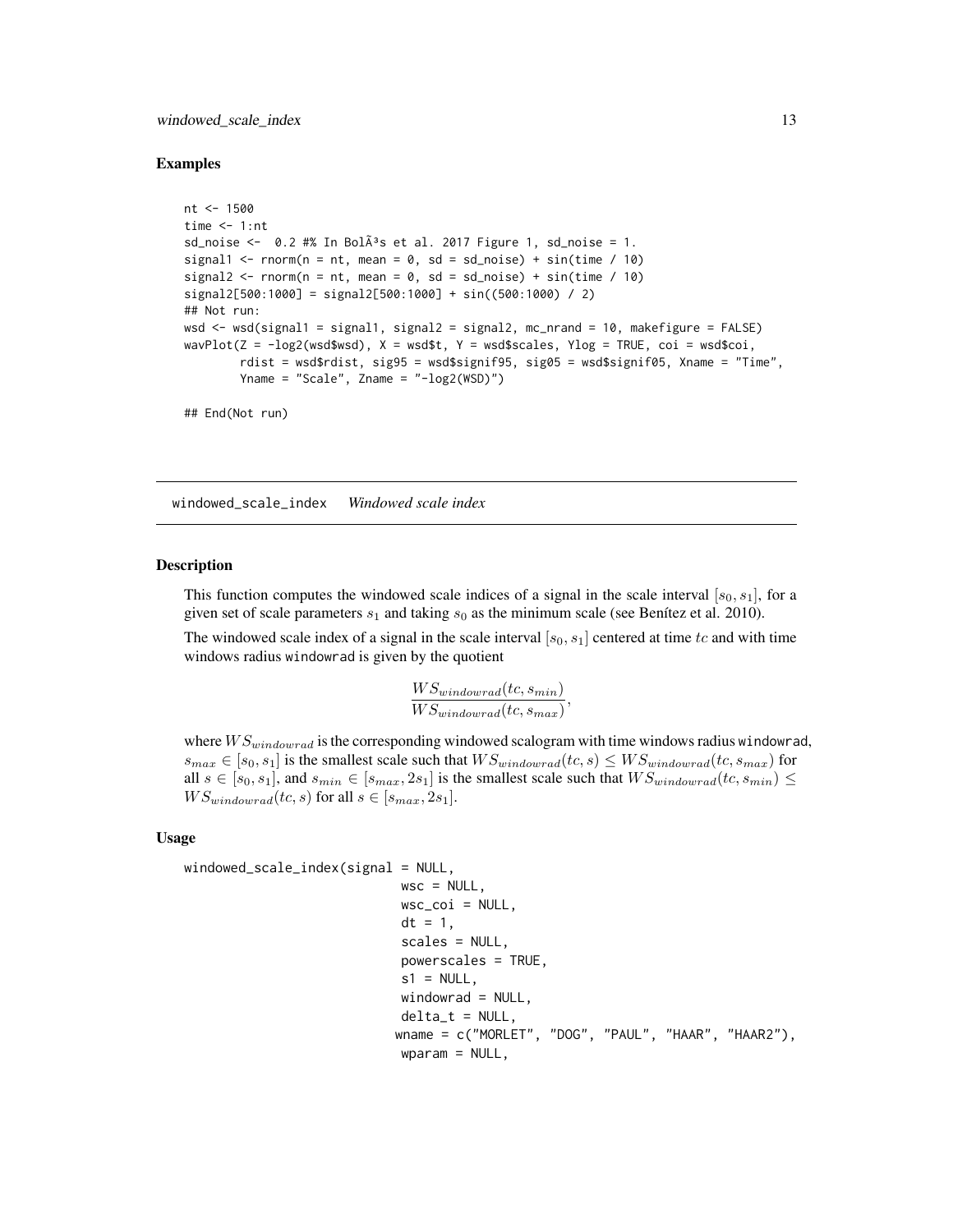### Examples

```
nt <- 1500
time <- 1:nt
sd_noise <-  0.2 #% In BolÃ³s et al. 2017 Figure 1, sd_noise = 1.
signal1 <- rnorm(n = nt, mean = 0, sd = sd_noise) + sin(time / 10)
signal2 <- rnorm(n = nt, mean = 0, sd = sd_noise) + sin(time / 10)
signal2[500:1000] = signal2[500:1000] + sin((500:1000) / 2)
## Not run:
wsd <- wsd(signal1 = signal1, signal2 = signal2, mc_nrand = 10, makefigure = FALSE)
wavPlot(Z = -log2(wsd$wsd), X = wsd$t, Y = wsd$scales, Ylog = TRUE, coi = wsd$coi,
        rdist = wsd$rdist, sig95 = wsd$signif95, sig05 = wsd$signif05, Xname = "Time",
        Yname = "Scale", Zname = "-log2(WSD)")

## End(Not run)
```

---

## windowed_scale_index *Windowed scale index*

### Description

This function computes the windowed scale indices of a signal in the scale interval $[s_0, s_1]$, for a given set of scale parameters $s_1$ and taking $s_0$ as the minimum scale (see Benítez et al. 2010).

The windowed scale index of a signal in the scale interval $[s_0, s_1]$ centered at time $tc$ and with time windows radius windowrad is given by the quotient

$$\frac{WS_{windowrad}(tc, s_{min})}{WS_{windowrad}(tc, s_{max})},$$

where $WS_{windowrad}$ is the corresponding windowed scalogram with time windows radius windowrad, $s_{max} \in [s_0, s_1]$ is the smallest scale such that $WS_{windowrad}(tc, s) \leq WS_{windowrad}(tc, s_{max})$ for all $s \in [s_0, s_1]$, and $s_{min} \in [s_{max}, 2s_1]$ is the smallest scale such that $WS_{windowrad}(tc, s_{min}) \leq WS_{windowrad}(tc, s)$ for all $s \in [s_{max}, 2s_1]$.

### Usage

```
windowed_scale_index(signal = NULL,
                             wsc = NULL,
                             wsc_coi = NULL,
                             dt = 1,
                             scales = NULL,
                             powerscales = TRUE,
                             s1 = NULL,
                             windowrad = NULL,
                             delta_t = NULL,
                            wname = c("MORLET", "DOG", "PAUL", "HAAR", "HAAR2"),
                             wparam = NULL,
```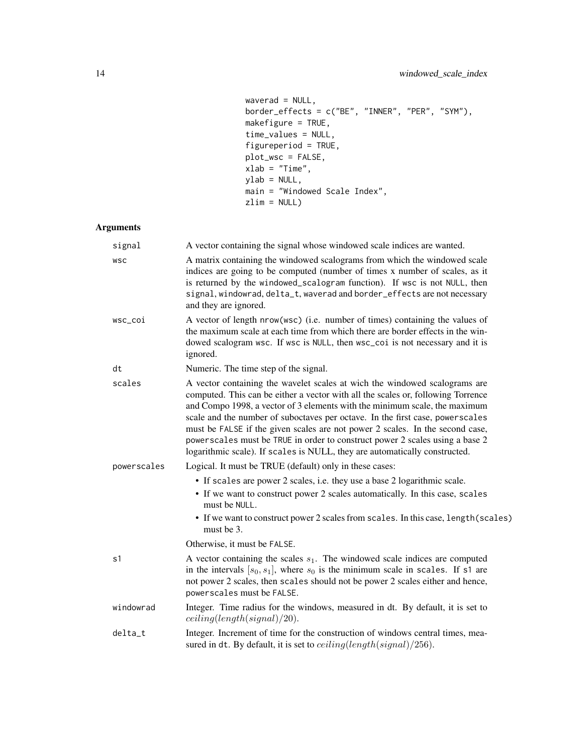```
waverad = NULL,
border_effects = c("BE", "INNER", "PER", "SYM"),
makefigure = TRUE,
time_values = NULL,
figureperiod = TRUE,
plot_wsc = FALSE,
xlab = "Time",
ylab = NULL,
main = "Windowed Scale Index",
zlim = NULL)
```

## Arguments

| | |
|---|---|
| signal | A vector containing the signal whose windowed scale indices are wanted. |
| wsc | A matrix containing the windowed scalograms from which the windowed scale indices are going to be computed (number of times x number of scales, as it is returned by the windowed_scalogram function). If wsc is not NULL, then signal, windowrad, delta_t, waverad and border_effects are not necessary and they are ignored. |
| wsc_coi | A vector of length nrow(wsc) (i.e. number of times) containing the values of the maximum scale at each time from which there are border effects in the windowed scalogram wsc. If wsc is NULL, then wsc_coi is not necessary and it is ignored. |
| dt | Numeric. The time step of the signal. |
| scales | A vector containing the wavelet scales at wich the windowed scalograms are computed. This can be either a vector with all the scales or, following Torrence and Compo 1998, a vector of 3 elements with the minimum scale, the maximum scale and the number of suboctaves per octave. In the first case, powerscales must be FALSE if the given scales are not power 2 scales. In the second case, powerscales must be TRUE in order to construct power 2 scales using a base 2 logarithmic scale). If scales is NULL, they are automatically constructed. |
| powerscales | Logical. It must be TRUE (default) only in these cases:<br>• If scales are power 2 scales, i.e. they use a base 2 logarithmic scale.<br>• If we want to construct power 2 scales automatically. In this case, scales must be NULL.<br>• If we want to construct power 2 scales from scales. In this case, length(scales) must be 3.<br>Otherwise, it must be FALSE. |
| s1 | A vector containing the scales $s_1$. The windowed scale indices are computed in the intervals $[s_0, s_1]$, where $s_0$ is the minimum scale in scales. If s1 are not power 2 scales, then scales should not be power 2 scales either and hence, powerscales must be FALSE. |
| windowrad | Integer. Time radius for the windows, measured in dt. By default, it is set to $ceiling(length(signal)/20)$. |
| delta_t | Integer. Increment of time for the construction of windows central times, measured in dt. By default, it is set to $ceiling(length(signal)/256)$. |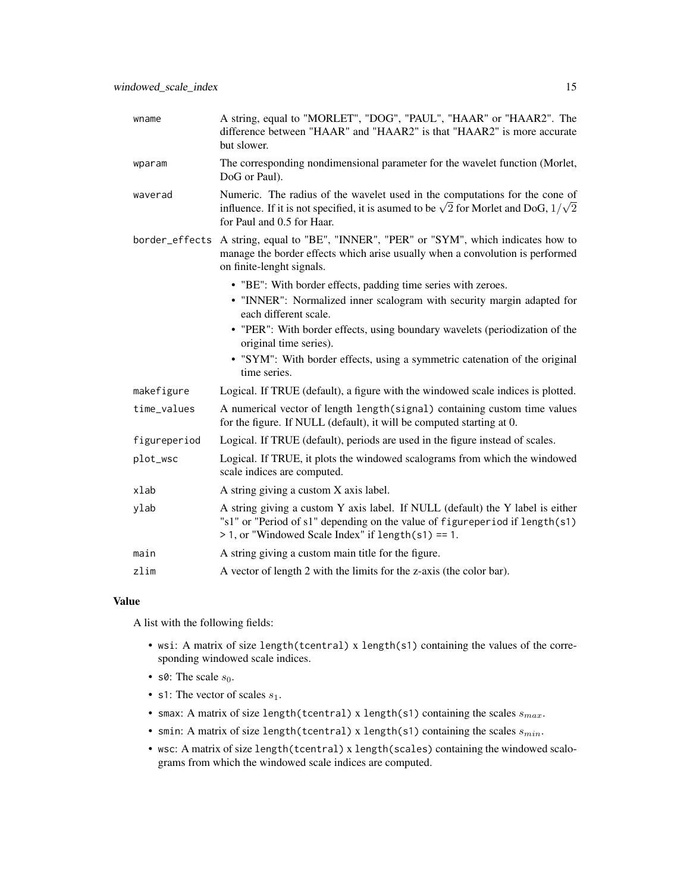| | |
|---|---|
| wname | A string, equal to "MORLET", "DOG", "PAUL", "HAAR" or "HAAR2". The difference between "HAAR" and "HAAR2" is that "HAAR2" is more accurate but slower. |
| wparam | The corresponding nondimensional parameter for the wavelet function (Morlet, DoG or Paul). |
| waverad | Numeric. The radius of the wavelet used in the computations for the cone of influence. If it is not specified, it is asumed to be $\sqrt{2}$ for Morlet and DoG, $1/\sqrt{2}$ for Paul and 0.5 for Haar. |
| border_effects | A string, equal to "BE", "INNER", "PER" or "SYM", which indicates how to manage the border effects which arise usually when a convolution is performed on finite-lenght signals.<br>• "BE": With border effects, padding time series with zeroes.<br>• "INNER": Normalized inner scalogram with security margin adapted for each different scale.<br>• "PER": With border effects, using boundary wavelets (periodization of the original time series).<br>• "SYM": With border effects, using a symmetric catenation of the original time series. |
| makefigure | Logical. If TRUE (default), a figure with the windowed scale indices is plotted. |
| time_values | A numerical vector of length `length(signal)` containing custom time values for the figure. If NULL (default), it will be computed starting at 0. |
| figureperiod | Logical. If TRUE (default), periods are used in the figure instead of scales. |
| plot_wsc | Logical. If TRUE, it plots the windowed scalograms from which the windowed scale indices are computed. |
| xlab | A string giving a custom X axis label. |
| ylab | A string giving a custom Y axis label. If NULL (default) the Y label is either "s1" or "Period of s1" depending on the value of `figureperiod` if `length(s1) > 1`, or "Windowed Scale Index" if `length(s1) == 1`. |
| main | A string giving a custom main title for the figure. |
| zlim | A vector of length 2 with the limits for the z-axis (the color bar). |

### Value

A list with the following fields:

- `wsi`: A matrix of size `length(tcentral)` x `length(s1)` containing the values of the corresponding windowed scale indices.
- `s0`: The scale $s_0$.
- `s1`: The vector of scales $s_1$.
- `smax`: A matrix of size `length(tcentral)` x `length(s1)` containing the scales $s_{max}$.
- `smin`: A matrix of size `length(tcentral)` x `length(s1)` containing the scales $s_{min}$.
- `wsc`: A matrix of size `length(tcentral)` x `length(scales)` containing the windowed scalograms from which the windowed scale indices are computed.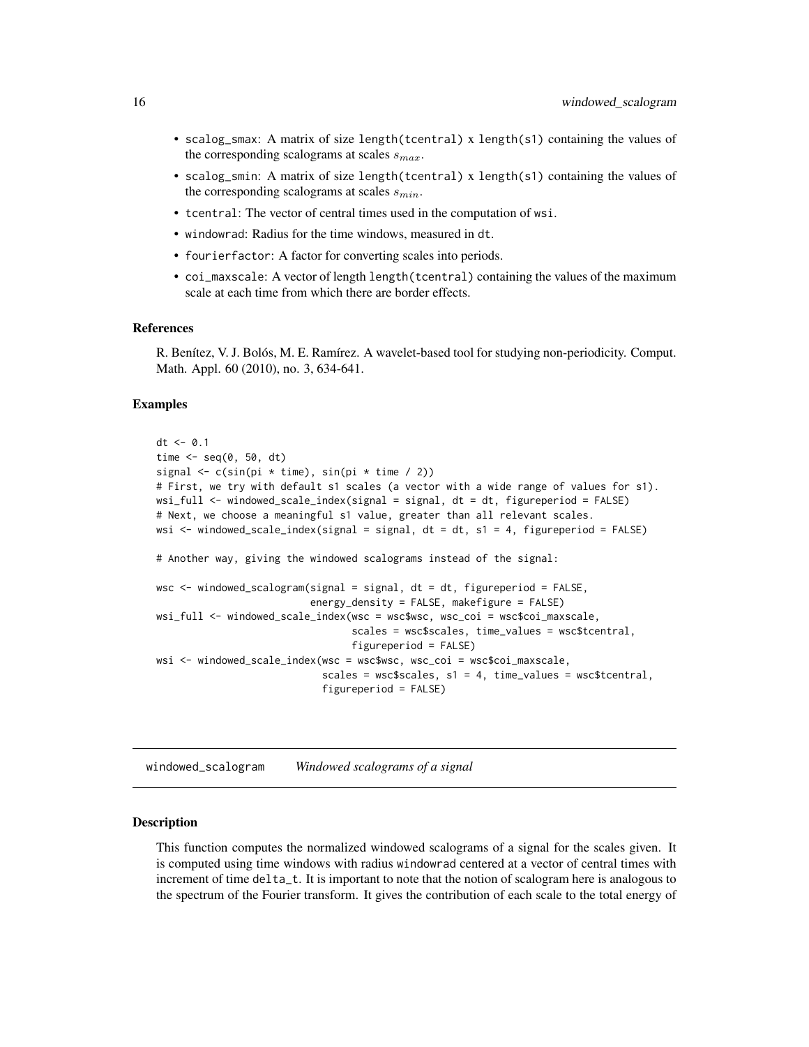- scalog_smax: A matrix of size length(tcentral) x length(s1) containing the values of the corresponding scalograms at scales $s_{max}$.
- scalog_smin: A matrix of size length(tcentral) x length(s1) containing the values of the corresponding scalograms at scales $s_{min}$.
- tcentral: The vector of central times used in the computation of wsi.
- windowrad: Radius for the time windows, measured in dt.
- fourierfactor: A factor for converting scales into periods.
- coi_maxscale: A vector of length length(tcentral) containing the values of the maximum scale at each time from which there are border effects.

### References

R. Benítez, V. J. Bolós, M. E. Ramírez. A wavelet-based tool for studying non-periodicity. Comput. Math. Appl. 60 (2010), no. 3, 634-641.

### Examples

```
dt <- 0.1
time <- seq(0, 50, dt)
signal <- c(sin(pi * time), sin(pi * time / 2))
# First, we try with default s1 scales (a vector with a wide range of values for s1).
wsi_full <- windowed_scale_index(signal = signal, dt = dt, figureperiod = FALSE)
# Next, we choose a meaningful s1 value, greater than all relevant scales.
wsi <- windowed_scale_index(signal = signal, dt = dt, s1 = 4, figureperiod = FALSE)

# Another way, giving the windowed scalograms instead of the signal:

wsc <- windowed_scalogram(signal = signal, dt = dt, figureperiod = FALSE,
                          energy_density = FALSE, makefigure = FALSE)
wsi_full <- windowed_scale_index(wsc = wsc$wsc, wsc_coi = wsc$coi_maxscale,
                                 scales = wsc$scales, time_values = wsc$tcentral,
                                 figureperiod = FALSE)
wsi <- windowed_scale_index(wsc = wsc$wsc, wsc_coi = wsc$coi_maxscale,
                            scales = wsc$scales, s1 = 4, time_values = wsc$tcentral,
                            figureperiod = FALSE)
```

---

## windowed_scalogram    *Windowed scalograms of a signal*

### Description

This function computes the normalized windowed scalograms of a signal for the scales given. It is computed using time windows with radius windowrad centered at a vector of central times with increment of time delta_t. It is important to note that the notion of scalogram here is analogous to the spectrum of the Fourier transform. It gives the contribution of each scale to the total energy of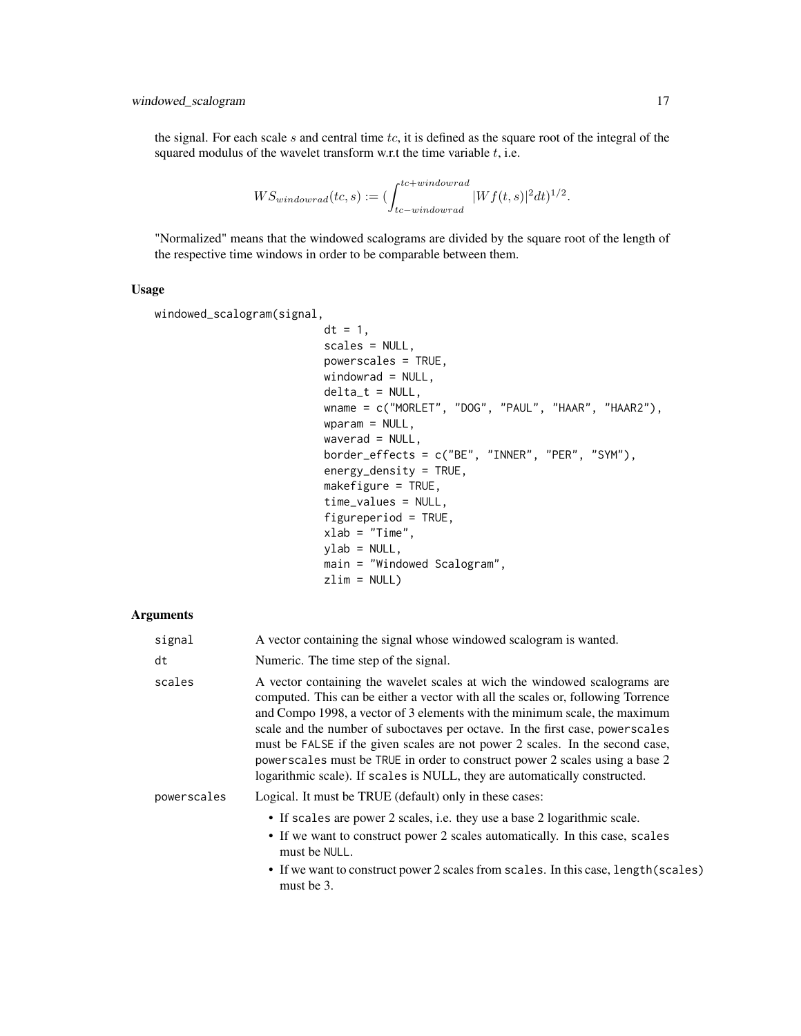the signal. For each scale $s$ and central time $tc$, it is defined as the square root of the integral of the squared modulus of the wavelet transform w.r.t the time variable $t$, i.e.

$$WS_{windowrad}(tc, s) := (\int_{tc-windowrad}^{tc+windowrad} |Wf(t, s)|^2 dt)^{1/2}.$$

"Normalized" means that the windowed scalograms are divided by the square root of the length of the respective time windows in order to be comparable between them.

## Usage

```
windowed_scalogram(signal,
                          dt = 1,
                          scales = NULL,
                          powerscales = TRUE,
                          windowrad = NULL,
                          delta_t = NULL,
                          wname = c("MORLET", "DOG", "PAUL", "HAAR", "HAAR2"),
                          wparam = NULL,
                          waverad = NULL,
                          border_effects = c("BE", "INNER", "PER", "SYM"),
                          energy_density = TRUE,
                          makefigure = TRUE,
                          time_values = NULL,
                          figureperiod = TRUE,
                          xlab = "Time",
                          ylab = NULL,
                          main = "Windowed Scalogram",
                          zlim = NULL)
```

## Arguments

| | |
|---|---|
| `signal` | A vector containing the signal whose windowed scalogram is wanted. |
| `dt` | Numeric. The time step of the signal. |
| `scales` | A vector containing the wavelet scales at wich the windowed scalograms are computed. This can be either a vector with all the scales or, following Torrence and Compo 1998, a vector of 3 elements with the minimum scale, the maximum scale and the number of suboctaves per octave. In the first case, `powerscales` must be `FALSE` if the given scales are not power 2 scales. In the second case, `powerscales` must be `TRUE` in order to construct power 2 scales using a base 2 logarithmic scale). If `scales` is NULL, they are automatically constructed. |
| `powerscales` | Logical. It must be TRUE (default) only in these cases:<br>• If `scales` are power 2 scales, i.e. they use a base 2 logarithmic scale.<br>• If we want to construct power 2 scales automatically. In this case, `scales` must be `NULL`.<br>• If we want to construct power 2 scales from `scales`. In this case, `length(scales)` must be 3. |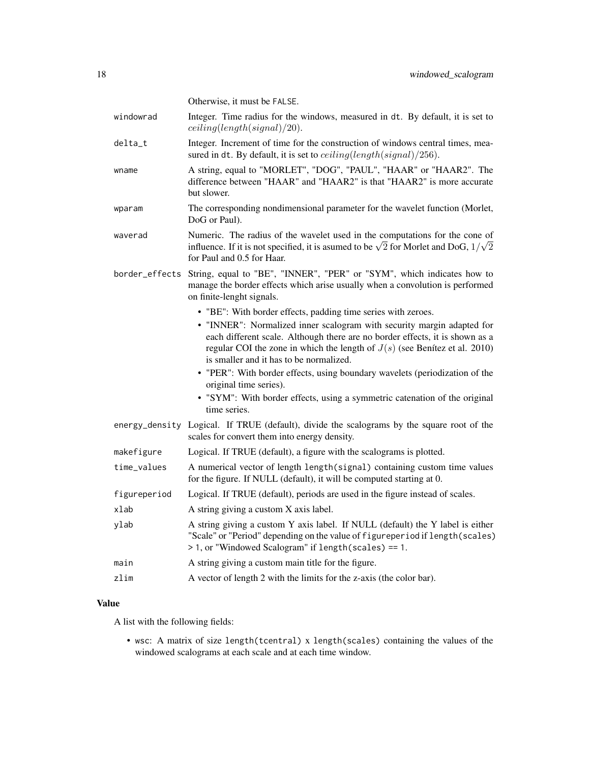|  |  |
|---|---|
|  | Otherwise, it must be FALSE. |
| windowrad | Integer. Time radius for the windows, measured in dt. By default, it is set to $ceiling(length(signal)/20)$. |
| delta_t | Integer. Increment of time for the construction of windows central times, measured in dt. By default, it is set to $ceiling(length(signal)/256)$. |
| wname | A string, equal to "MORLET", "DOG", "PAUL", "HAAR" or "HAAR2". The difference between "HAAR" and "HAAR2" is that "HAAR2" is more accurate but slower. |
| wparam | The corresponding nondimensional parameter for the wavelet function (Morlet, DoG or Paul). |
| waverad | Numeric. The radius of the wavelet used in the computations for the cone of influence. If it is not specified, it is asumed to be $\sqrt{2}$ for Morlet and DoG, $1/\sqrt{2}$ for Paul and 0.5 for Haar. |
| border_effects | String, equal to "BE", "INNER", "PER" or "SYM", which indicates how to manage the border effects which arise usually when a convolution is performed on finite-lenght signals.<br>• "BE": With border effects, padding time series with zeroes.<br>• "INNER": Normalized inner scalogram with security margin adapted for each different scale. Although there are no border effects, it is shown as a regular COI the zone in which the length of $J(s)$ (see Benítez et al. 2010) is smaller and it has to be normalized.<br>• "PER": With border effects, using boundary wavelets (periodization of the original time series).<br>• "SYM": With border effects, using a symmetric catenation of the original time series. |
| energy_density | Logical. If TRUE (default), divide the scalograms by the square root of the scales for convert them into energy density. |
| makefigure | Logical. If TRUE (default), a figure with the scalograms is plotted. |
| time_values | A numerical vector of length length(signal) containing custom time values for the figure. If NULL (default), it will be computed starting at 0. |
| figureperiod | Logical. If TRUE (default), periods are used in the figure instead of scales. |
| xlab | A string giving a custom X axis label. |
| ylab | A string giving a custom Y axis label. If NULL (default) the Y label is either "Scale" or "Period" depending on the value of figureperiod if length(scales) > 1, or "Windowed Scalogram" if length(scales) == 1. |
| main | A string giving a custom main title for the figure. |
| zlim | A vector of length 2 with the limits for the z-axis (the color bar). |

## Value

A list with the following fields:

- wsc: A matrix of size length(tcentral) x length(scales) containing the values of the windowed scalograms at each scale and at each time window.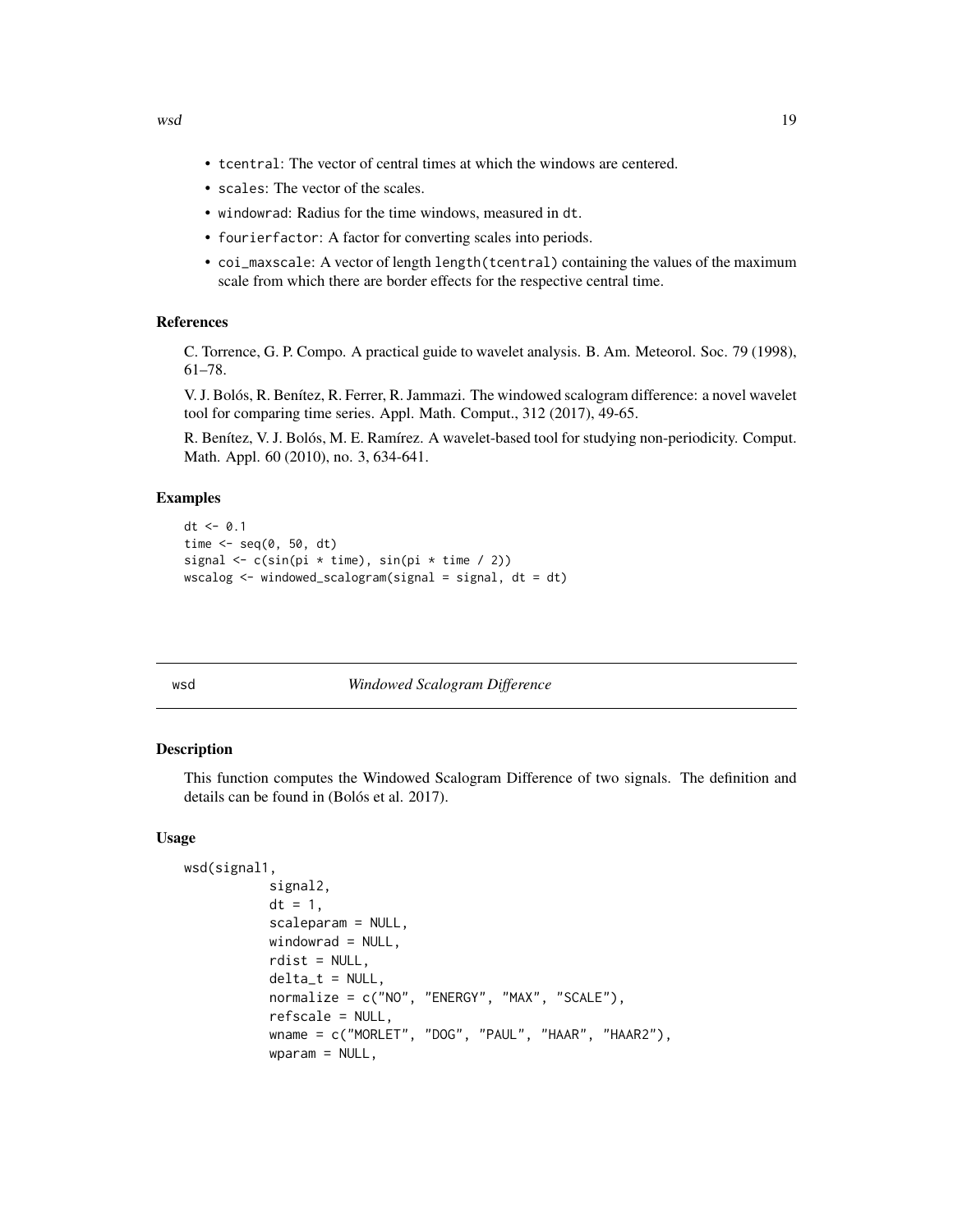- `tcentral`: The vector of central times at which the windows are centered.
- `scales`: The vector of the scales.
- `windowrad`: Radius for the time windows, measured in `dt`.
- `fourierfactor`: A factor for converting scales into periods.
- `coi_maxscale`: A vector of length `length(tcentral)` containing the values of the maximum scale from which there are border effects for the respective central time.

### References

C. Torrence, G. P. Compo. A practical guide to wavelet analysis. B. Am. Meteorol. Soc. 79 (1998), 61–78.

V. J. Bolós, R. Benítez, R. Ferrer, R. Jammazi. The windowed scalogram difference: a novel wavelet tool for comparing time series. Appl. Math. Comput., 312 (2017), 49-65.

R. Benítez, V. J. Bolós, M. E. Ramírez. A wavelet-based tool for studying non-periodicity. Comput. Math. Appl. 60 (2010), no. 3, 634-641.

### Examples

```
dt <- 0.1
time <- seq(0, 50, dt)
signal <- c(sin(pi * time), sin(pi * time / 2))
wscalog <- windowed_scalogram(signal = signal, dt = dt)
```

## wsd *Windowed Scalogram Difference*

### Description

This function computes the Windowed Scalogram Difference of two signals. The definition and details can be found in (Bolós et al. 2017).

### Usage

```
wsd(signal1,
           signal2,
           dt = 1,
           scaleparam = NULL,
           windowrad = NULL,
           rdist = NULL,
           delta_t = NULL,
           normalize = c("NO", "ENERGY", "MAX", "SCALE"),
           refscale = NULL,
           wname = c("MORLET", "DOG", "PAUL", "HAAR", "HAAR2"),
           wparam = NULL,
```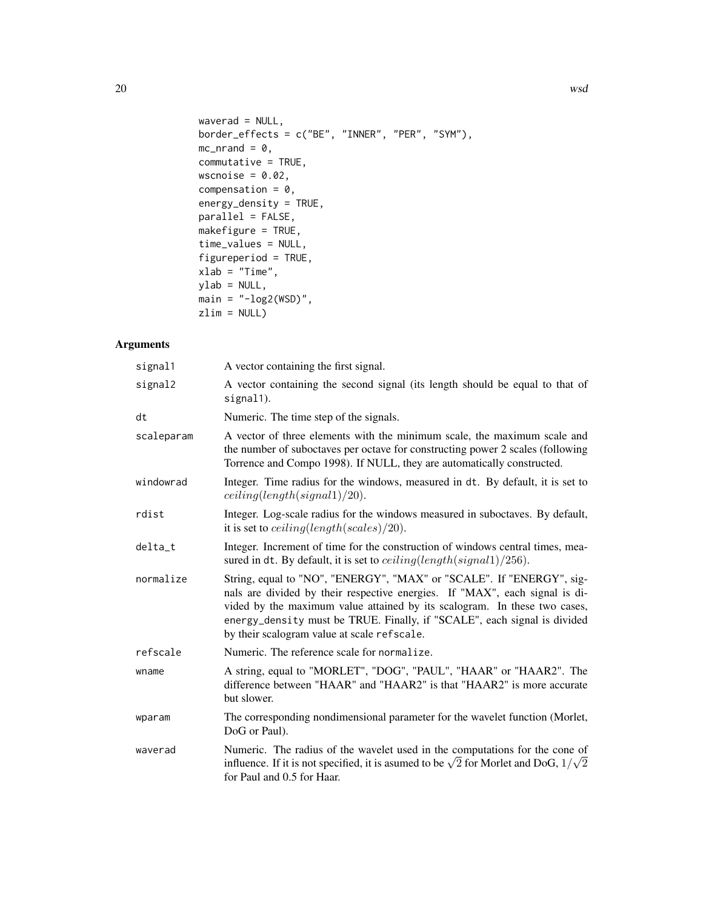```
waverad = NULL,
border_effects = c("BE", "INNER", "PER", "SYM"),
mc_nrand = 0,
commutative = TRUE,
wscnoise = 0.02,
compensation = 0,
energy_density = TRUE,
parallel = FALSE,
makefigure = TRUE,
time_values = NULL,
figureperiod = TRUE,
xlab = "Time",
ylab = NULL,
main = "-log2(WSD)",
zlim = NULL)
```

## Arguments

| | |
|---|---|
| signal1 | A vector containing the first signal. |
| signal2 | A vector containing the second signal (its length should be equal to that of signal1). |
| dt | Numeric. The time step of the signals. |
| scaleparam | A vector of three elements with the minimum scale, the maximum scale and the number of suboctaves per octave for constructing power 2 scales (following Torrence and Compo 1998). If NULL, they are automatically constructed. |
| windowrad | Integer. Time radius for the windows, measured in dt. By default, it is set to $ceiling(length(signal1)/20)$. |
| rdist | Integer. Log-scale radius for the windows measured in suboctaves. By default, it is set to $ceiling(length(scales)/20)$. |
| delta_t | Integer. Increment of time for the construction of windows central times, measured in dt. By default, it is set to $ceiling(length(signal1)/256)$. |
| normalize | String, equal to "NO", "ENERGY", "MAX" or "SCALE". If "ENERGY", signals are divided by their respective energies. If "MAX", each signal is divided by the maximum value attained by its scalogram. In these two cases, energy_density must be TRUE. Finally, if "SCALE", each signal is divided by their scalogram value at scale refscale. |
| refscale | Numeric. The reference scale for normalize. |
| wname | A string, equal to "MORLET", "DOG", "PAUL", "HAAR" or "HAAR2". The difference between "HAAR" and "HAAR2" is that "HAAR2" is more accurate but slower. |
| wparam | The corresponding nondimensional parameter for the wavelet function (Morlet, DoG or Paul). |
| waverad | Numeric. The radius of the wavelet used in the computations for the cone of influence. If it is not specified, it is asumed to be $\sqrt{2}$ for Morlet and DoG, $1/\sqrt{2}$ for Paul and 0.5 for Haar. |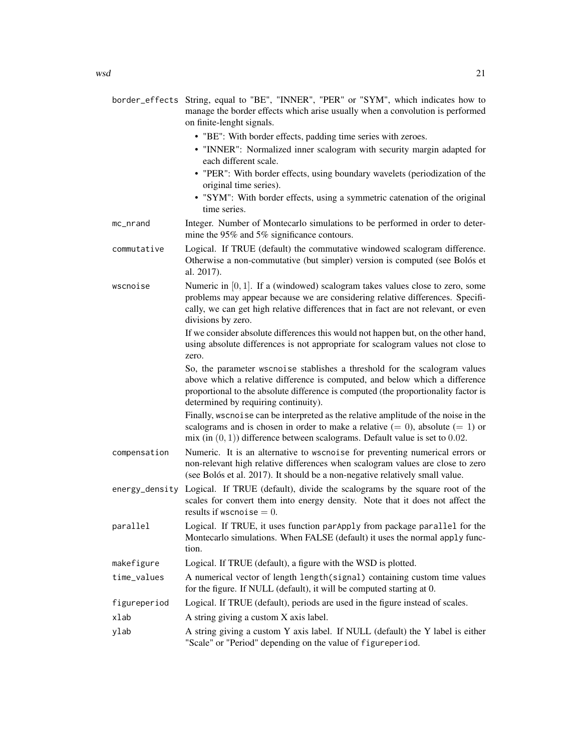**border_effects** String, equal to "BE", "INNER", "PER" or "SYM", which indicates how to manage the border effects which arise usually when a convolution is performed on finite-lenght signals.

- "BE": With border effects, padding time series with zeroes.
- "INNER": Normalized inner scalogram with security margin adapted for each different scale.
- "PER": With border effects, using boundary wavelets (periodization of the original time series).
- "SYM": With border effects, using a symmetric catenation of the original time series.

**mc_nrand** Integer. Number of Montecarlo simulations to be performed in order to determine the 95% and 5% significance contours.

**commutative** Logical. If TRUE (default) the commutative windowed scalogram difference. Otherwise a non-commutative (but simpler) version is computed (see Bolós et al. 2017).

**wscnoise** Numeric in $[0, 1]$. If a (windowed) scalogram takes values close to zero, some problems may appear because we are considering relative differences. Specifically, we can get high relative differences that in fact are not relevant, or even divisions by zero.

If we consider absolute differences this would not happen but, on the other hand, using absolute differences is not appropriate for scalogram values not close to zero.

So, the parameter `wscnoise` stablishes a threshold for the scalogram values above which a relative difference is computed, and below which a difference proportional to the absolute difference is computed (the proportionality factor is determined by requiring continuity).

Finally, `wscnoise` can be interpreted as the relative amplitude of the noise in the scalograms and is chosen in order to make a relative ($= 0$), absolute ($= 1$) or mix (in $(0, 1)$) difference between scalograms. Default value is set to $0.02$.

**compensation** Numeric. It is an alternative to `wscnoise` for preventing numerical errors or non-relevant high relative differences when scalogram values are close to zero (see Bolós et al. 2017). It should be a non-negative relatively small value.

**energy_density** Logical. If TRUE (default), divide the scalograms by the square root of the scales for convert them into energy density. Note that it does not affect the results if $\texttt{wscnoise} = 0$.

**parallel** Logical. If TRUE, it uses function `parApply` from package `parallel` for the Montecarlo simulations. When FALSE (default) it uses the normal `apply` function.

**makefigure** Logical. If TRUE (default), a figure with the WSD is plotted.

**time_values** A numerical vector of length `length(signal)` containing custom time values for the figure. If NULL (default), it will be computed starting at 0.

**figureperiod** Logical. If TRUE (default), periods are used in the figure instead of scales.

**xlab** A string giving a custom X axis label.

**ylab** A string giving a custom Y axis label. If NULL (default) the Y label is either "Scale" or "Period" depending on the value of `figureperiod`.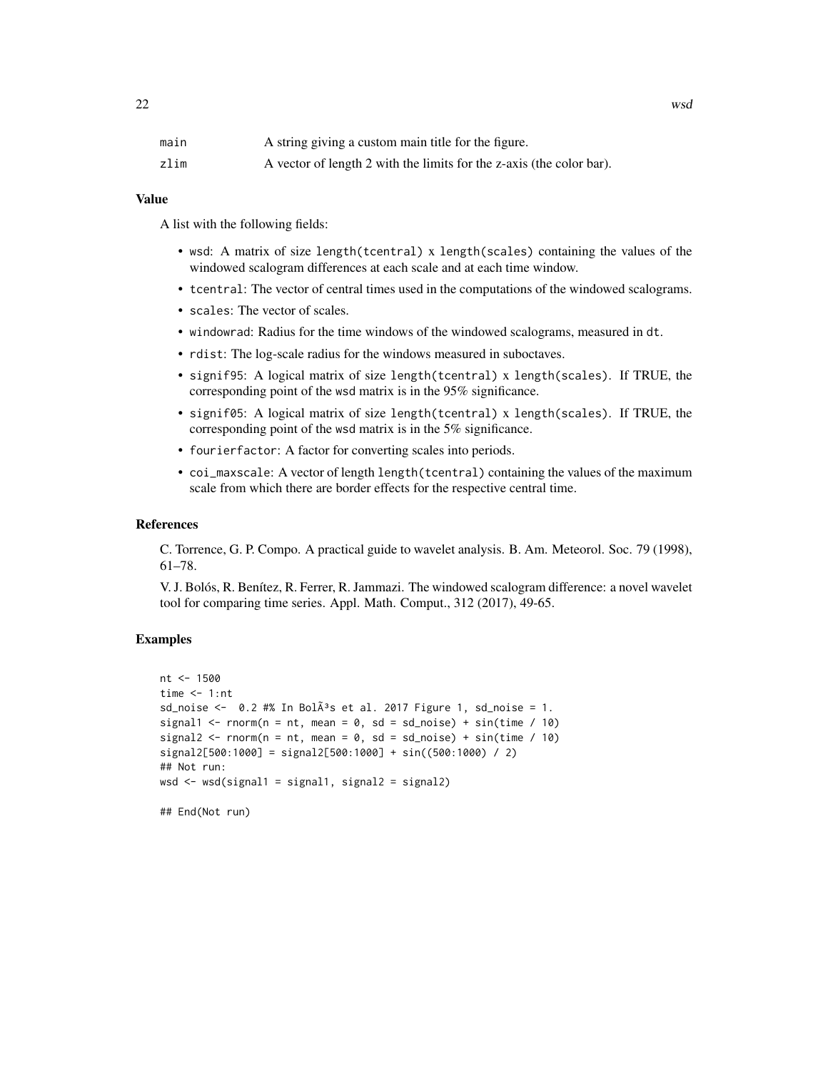| | |
|---|---|
| main | A string giving a custom main title for the figure. |
| zlim | A vector of length 2 with the limits for the z-axis (the color bar). |

### Value

A list with the following fields:

- wsd: A matrix of size length(tcentral) x length(scales) containing the values of the windowed scalogram differences at each scale and at each time window.
- tcentral: The vector of central times used in the computations of the windowed scalograms.
- scales: The vector of scales.
- windowrad: Radius for the time windows of the windowed scalograms, measured in dt.
- rdist: The log-scale radius for the windows measured in suboctaves.
- signif95: A logical matrix of size length(tcentral) x length(scales). If TRUE, the corresponding point of the wsd matrix is in the 95% significance.
- signif05: A logical matrix of size length(tcentral) x length(scales). If TRUE, the corresponding point of the wsd matrix is in the 5% significance.
- fourierfactor: A factor for converting scales into periods.
- coi_maxscale: A vector of length length(tcentral) containing the values of the maximum scale from which there are border effects for the respective central time.

### References

C. Torrence, G. P. Compo. A practical guide to wavelet analysis. B. Am. Meteorol. Soc. 79 (1998), 61–78.

V. J. Bolós, R. Benítez, R. Ferrer, R. Jammazi. The windowed scalogram difference: a novel wavelet tool for comparing time series. Appl. Math. Comput., 312 (2017), 49-65.

### Examples

```
nt <- 1500
time <- 1:nt
sd_noise <-  0.2 #% In BolÃ³s et al. 2017 Figure 1, sd_noise = 1.
signal1 <- rnorm(n = nt, mean = 0, sd = sd_noise) + sin(time / 10)
signal2 <- rnorm(n = nt, mean = 0, sd = sd_noise) + sin(time / 10)
signal2[500:1000] = signal2[500:1000] + sin((500:1000) / 2)
## Not run:
wsd <- wsd(signal1 = signal1, signal2 = signal2)

## End(Not run)
```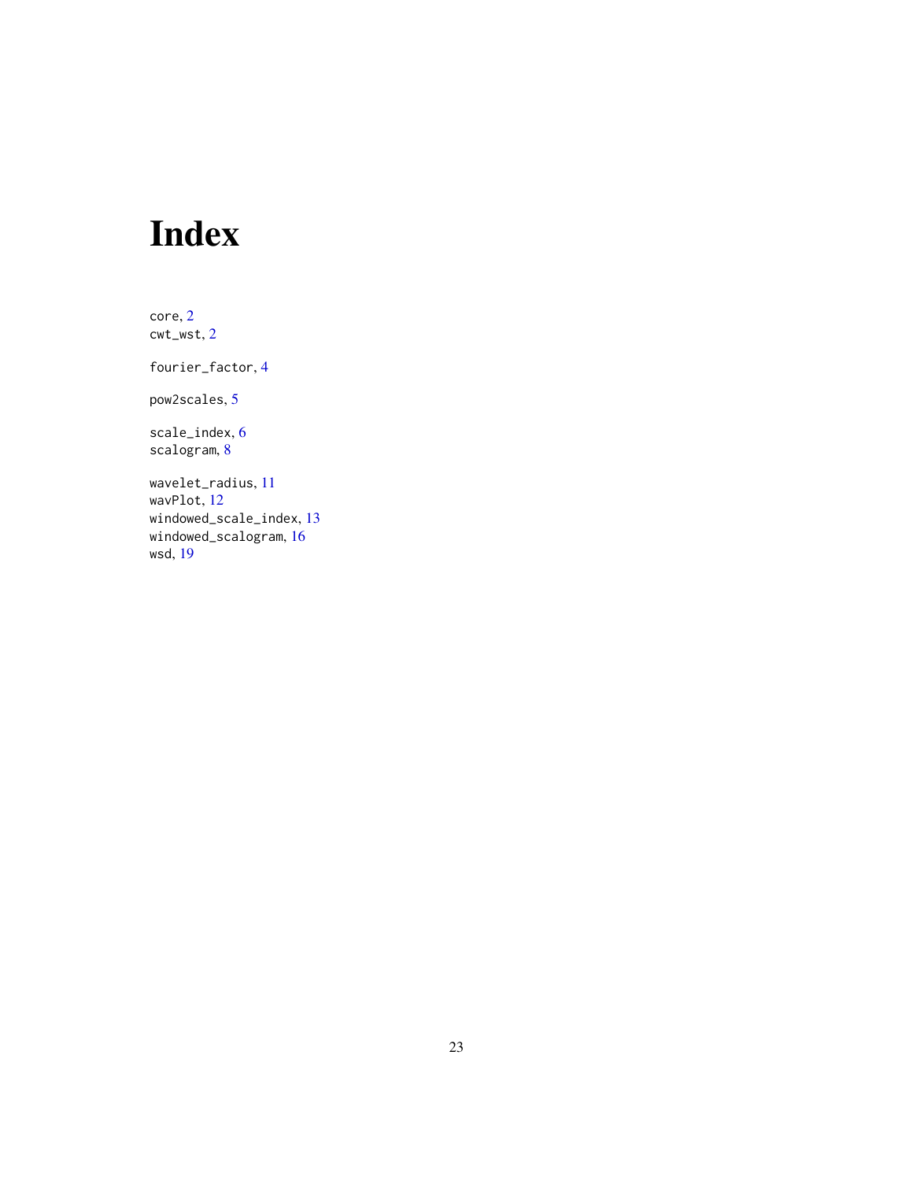# Index

core, 2
cwt_wst, 2

fourier_factor, 4

pow2scales, 5

scale_index, 6
scalogram, 8

wavelet_radius, 11
wavPlot, 12
windowed_scale_index, 13
windowed_scalogram, 16
wsd, 19